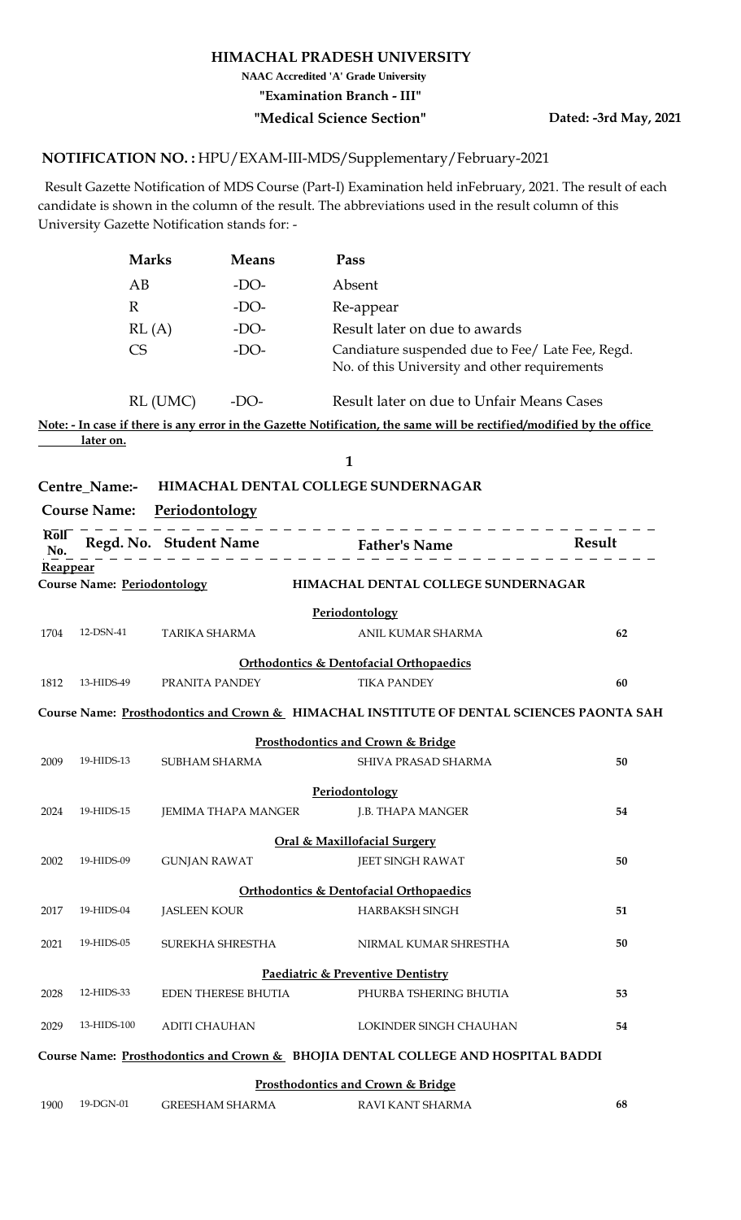# HIMACHAL PRADESH UNIVERSITY

**NAAC Accredited 'A' Grade University**

**"Examination Branch - III"**

**"Medical Science Section"** **Dated: -3rd May, 2021**

## NOTIFICATION NO. : HPU/EXAM-III-MDS/Supplementary/February-2021

Result Gazette Notification of MDS Course (Part-I) Examination held inFebruary, 2021. The result of each candidate is shown in the column of the result. The abbreviations used in the result column of this University Gazette Notification stands for: -

| | | |
|---|---|---|
| **Marks** | **Means** | **Pass** |
| AB | -DO- | Absent |
| R | -DO- | Re-appear |
| RL (A) | -DO- | Result later on due to awards |
| CS | -DO- | Candiature suspended due to Fee/ Late Fee, Regd. No. of this University and other requirements |
| RL (UMC) | -DO- | Result later on due to Unfair Means Cases |

**Note: - In case if there is any error in the Gazette Notification, the same will be rectified/modified by the office later on.**

**Centre_Name:-** **HIMACHAL DENTAL COLLEGE SUNDERNAGAR**

**Course Name:** **Periodontology**

| Roll No. | Regd. No. | Student Name | Father's Name | Result |
|---|---|---|---|---|
| **Reappear** | | | | |
| **Course Name: Periodontology** | | | **HIMACHAL DENTAL COLLEGE SUNDERNAGAR** | |
| | | | **Periodontology** | |
| 1704 | 12-DSN-41 | TARIKA SHARMA | ANIL KUMAR SHARMA | 62 |
| | | | **Orthodontics & Dentofacial Orthopaedics** | |
| 1812 | 13-HIDS-49 | PRANITA PANDEY | TIKA PANDEY | 60 |
| **Course Name: Prosthodontics and Crown &** | | | **HIMACHAL INSTITUTE OF DENTAL SCIENCES PAONTA SAH** | |
| | | | **Prosthodontics and Crown & Bridge** | |
| 2009 | 19-HIDS-13 | SUBHAM SHARMA | SHIVA PRASAD SHARMA | 50 |
| | | | **Periodontology** | |
| 2024 | 19-HIDS-15 | JEMIMA THAPA MANGER | J.B. THAPA MANGER | 54 |
| | | | **Oral & Maxillofacial Surgery** | |
| 2002 | 19-HIDS-09 | GUNJAN RAWAT | JEET SINGH RAWAT | 50 |
| | | | **Orthodontics & Dentofacial Orthopaedics** | |
| 2017 | 19-HIDS-04 | JASLEEN KOUR | HARBAKSH SINGH | 51 |
| 2021 | 19-HIDS-05 | SUREKHA SHRESTHA | NIRMAL KUMAR SHRESTHA | 50 |
| | | | **Paediatric & Preventive Dentistry** | |
| 2028 | 12-HIDS-33 | EDEN THERESE BHUTIA | PHURBA TSHERING BHUTIA | 53 |
| 2029 | 13-HIDS-100 | ADITI CHAUHAN | LOKINDER SINGH CHAUHAN | 54 |
| **Course Name: Prosthodontics and Crown &** | | | **BHOJIA DENTAL COLLEGE AND HOSPITAL BADDI** | |
| | | | **Prosthodontics and Crown & Bridge** | |
| 1900 | 19-DGN-01 | GREESHAM SHARMA | RAVI KANT SHARMA | 68 |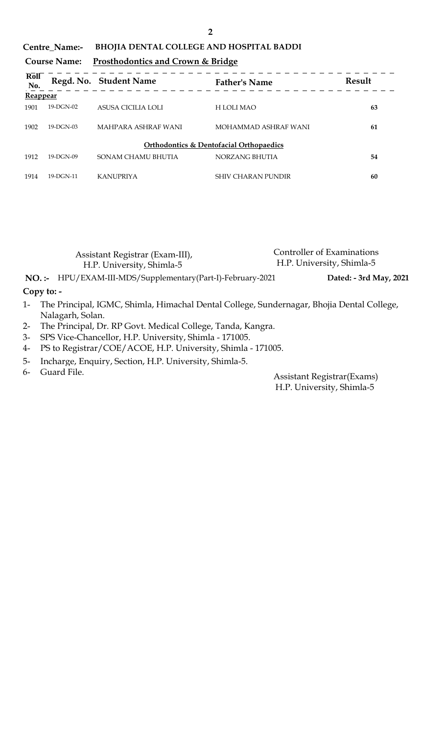**Centre_Name:- BHOJIA DENTAL COLLEGE AND HOSPITAL BADDI**

**Course Name: Prosthodontics and Crown & Bridge**

| Roll No. | Regd. No. | Student Name | Father's Name | Result |
|---|---|---|---|---|
| **Reappear** | | | | |
| 1901 | 19-DGN-02 | ASUSA CICILIA LOLI | H LOLI MAO | 63 |
| 1902 | 19-DGN-03 | MAHPARA ASHRAF WANI | MOHAMMAD ASHRAF WANI | 61 |
| | | | **Orthodontics & Dentofacial Orthopaedics** | |
| 1912 | 19-DGN-09 | SONAM CHAMU BHUTIA | NORZANG BHUTIA | 54 |
| 1914 | 19-DGN-11 | KANUPRIYA | SHIV CHARAN PUNDIR | 60 |

Assistant Registrar (Exam-III),
H.P. University, Shimla-5

Controller of Examinations
H.P. University, Shimla-5

**NO. :-** HPU/EXAM-III-MDS/Supplementary(Part-I)-February-2021 **Dated: - 3rd May, 2021**

**Copy to: -**

1- The Principal, IGMC, Shimla, Himachal Dental College, Sundernagar, Bhojia Dental College, Nalagarh, Solan.
2- The Principal, Dr. RP Govt. Medical College, Tanda, Kangra.
3- SPS Vice-Chancellor, H.P. University, Shimla - 171005.
4- PS to Registrar/COE/ACOE, H.P. University, Shimla - 171005.
5- Incharge, Enquiry, Section, H.P. University, Shimla-5.
6- Guard File.

Assistant Registrar(Exams)
H.P. University, Shimla-5